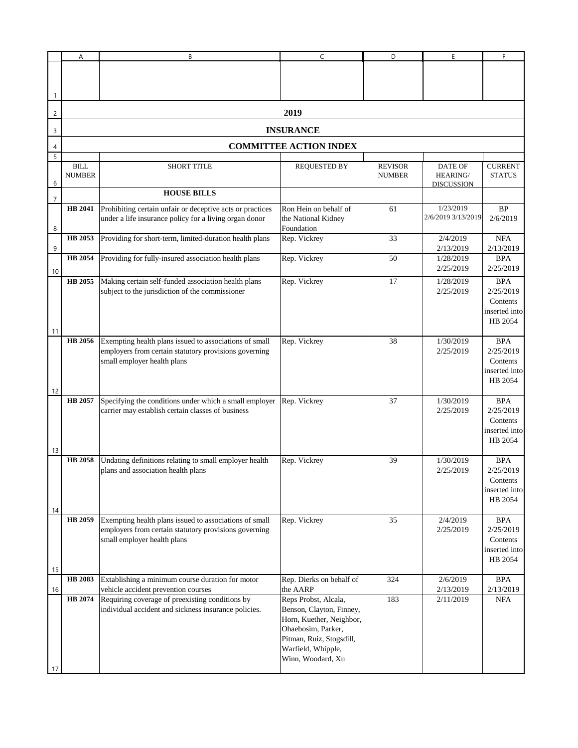## 2019

## INSURANCE

## COMMITTEE ACTION INDEX

| BILL NUMBER | SHORT TITLE | REQUESTED BY | REVISOR NUMBER | DATE OF HEARING/ DISCUSSION | CURRENT STATUS |
|---|---|---|---|---|---|
| | **HOUSE BILLS** | | | | |
| **HB 2041** | Prohibiting certain unfair or deceptive acts or practices under a life insurance policy for a living organ donor | Ron Hein on behalf of the National Kidney Foundation | 61 | 1/23/2019 2/6/2019 3/13/2019 | BP 2/6/2019 |
| **HB 2053** | Providing for short-term, limited-duration health plans | Rep. Vickrey | 33 | 2/4/2019 2/13/2019 | NFA 2/13/2019 |
| **HB 2054** | Providing for fully-insured association health plans | Rep. Vickrey | 50 | 1/28/2019 2/25/2019 | BPA 2/25/2019 |
| **HB 2055** | Making certain self-funded association health plans subject to the jurisdiction of the commissioner | Rep. Vickrey | 17 | 1/28/2019 2/25/2019 | BPA 2/25/2019 Contents inserted into HB 2054 |
| **HB 2056** | Exempting health plans issued to associations of small employers from certain statutory provisions governing small employer health plans | Rep. Vickrey | 38 | 1/30/2019 2/25/2019 | BPA 2/25/2019 Contents inserted into HB 2054 |
| **HB 2057** | Specifying the conditions under which a small employer carrier may establish certain classes of business | Rep. Vickrey | 37 | 1/30/2019 2/25/2019 | BPA 2/25/2019 Contents inserted into HB 2054 |
| **HB 2058** | Undating definitions relating to small employer health plans and association health plans | Rep. Vickrey | 39 | 1/30/2019 2/25/2019 | BPA 2/25/2019 Contents inserted into HB 2054 |
| **HB 2059** | Exempting health plans issued to associations of small employers from certain statutory provisions governing small employer health plans | Rep. Vickrey | 35 | 2/4/2019 2/25/2019 | BPA 2/25/2019 Contents inserted into HB 2054 |
| **HB 2083** | Extablishing a minimum course duration for motor vehicle accident prevention courses | Rep. Dierks on behalf of the AARP | 324 | 2/6/2019 2/13/2019 | BPA 2/13/2019 |
| **HB 2074** | Requiring coverage of preexisting conditions by individual accident and sickness insurance policies. | Reps Probst, Alcala, Benson, Clayton, Finney, Horn, Kuether, Neighbor, Ohaebosim, Parker, Pitman, Ruiz, Stogsdill, Warfield, Whipple, Winn, Woodard, Xu | 183 | 2/11/2019 | NFA |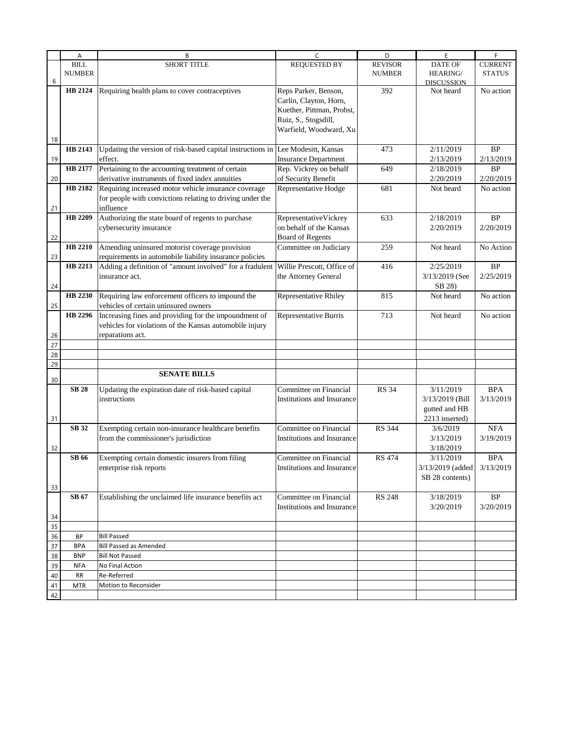| BILL NUMBER | SHORT TITLE | REQUESTED BY | REVISOR NUMBER | DATE OF HEARING/ DISCUSSION | CURRENT STATUS |
|---|---|---|---|---|---|
| **HB 2124** | Requiring health plans to cover contraceptives | Reps Parker, Benson, Carlin, Clayton, Horn, Kuether, Pittman, Probst, Ruiz, S., Stogsdill, Warfield, Woodward, Xu | 392 | Not heard | No action |
| **HB 2143** | Updating the version of risk-based capital instructions in effect. | Lee Modesitt, Kansas Insurance Department | 473 | 2/11/2019 2/13/2019 | BP 2/13/2019 |
| **HB 2177** | Pertaining to the accounting treatment of certain derivative instruments of fixed index annuities | Rep. Vickrey on behalf of Security Benefit | 649 | 2/18/2019 2/20/2019 | BP 2/20/2019 |
| **HB 2182** | Requiring increased motor vehicle insurance coverage for people with convictions relating to driving under the influence | Representative Hodge | 681 | Not heard | No action |
| **HB 2209** | Authorizing the state board of regents to purchase cybersecurity insurance | RepresentativeVickrey on behalf of the Kansas Board of Regents | 633 | 2/18/2019 2/20/2019 | BP 2/20/2019 |
| **HB 2210** | Amending uninsured motorist coverage provision requirements in automobile liability insurance policies | Committee on Judiciary | 259 | Not heard | No Action |
| **HB 2213** | Adding a definition of "amount involved" for a fraudulent insurance act. | Willie Prescott, Office of the Attorney General | 416 | 2/25/2019 3/13/2019 (See SB 28) | BP 2/25/2019 |
| **HB 2230** | Requiring law enforcement officers to impound the vehicles of certain uninsured owners | Representative Rhiley | 815 | Not heard | No action |
| **HB 2296** | Increasing fines and providing for the impoundment of vehicles for violations of the Kansas automobile injury reparations act. | Representative Burris | 713 | Not heard | No action |
| | | | | | |
| | | | | | |
| | | | | | |
| | **SENATE BILLS** | | | | |
| **SB 28** | Updating the expiration date of risk-based capital instructions | Committee on Financial Institutions and Insurance | RS 34 | 3/11/2019 3/13/2019 (Bill gutted and HB 2213 inserted) | BPA 3/13/2019 |
| **SB 32** | Exempting certain non-insurance healthcare benefits from the commissioner's jurisdiction | Committee on Financial Institutions and Insurance | RS 344 | 3/6/2019 3/13/2019 3/18/2019 | NFA 3/19/2019 |
| **SB 66** | Exempting certain domestic insurers from filing enterprise risk reports | Committee on Financial Institutions and Insurance | RS 474 | 3/11/2019 3/13/2019 (added SB 28 contents) | BPA 3/13/2019 |
| **SB 67** | Establishing the unclaimed life insurance benefits act | Committee on Financial Institutions and Insurance | RS 248 | 3/18/2019 3/20/2019 | BP 3/20/2019 |
| | | | | | |
| BP | Bill Passed | | | | |
| BPA | Bill Passed as Amended | | | | |
| BNP | Bill Not Passed | | | | |
| NFA | No Final Action | | | | |
| RR | Re-Referred | | | | |
| MTR | Motion to Reconsider | | | | |